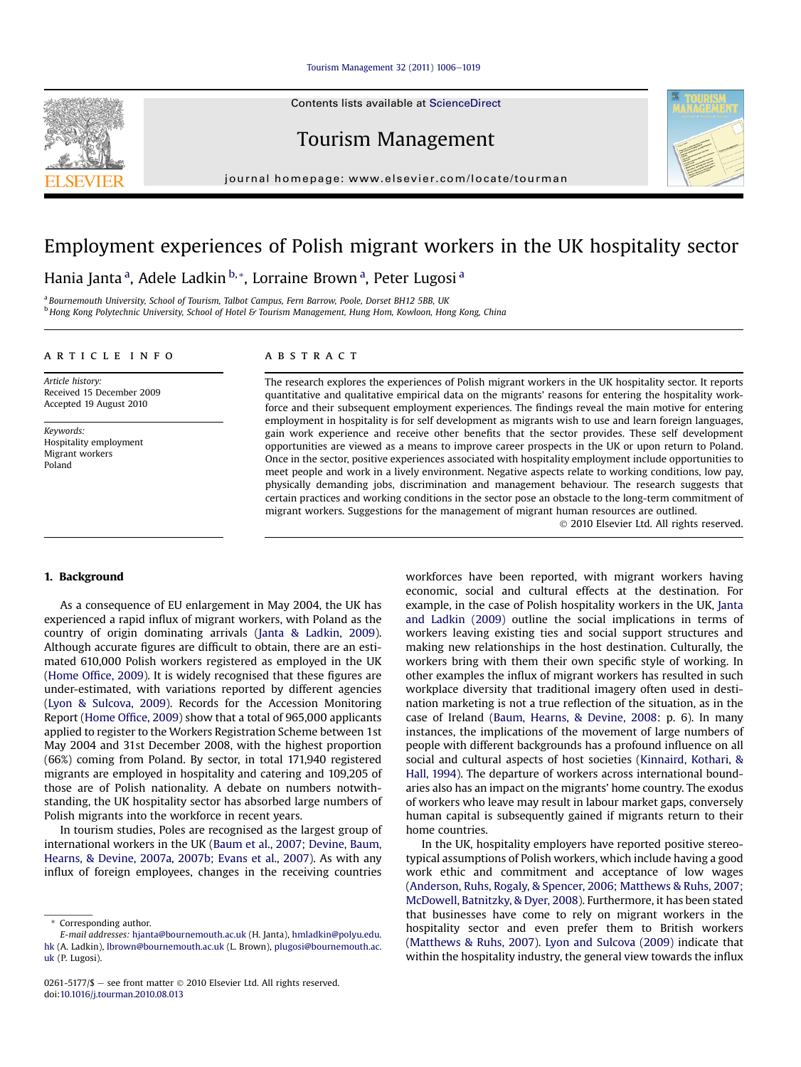# Employment experiences of Polish migrant workers in the UK hospitality sector

Hania Janta [a], Adele Ladkin [b,*], Lorraine Brown [a], Peter Lugosi [a]

[a] Bournemouth University, School of Tourism, Talbot Campus, Fern Barrow, Poole, Dorset BH12 5BB, UK
[b] Hong Kong Polytechnic University, School of Hotel & Tourism Management, Hung Hom, Kowloon, Hong Kong, China

**ARTICLE INFO**

*Article history:*
Received 15 December 2009
Accepted 19 August 2010

*Keywords:*
Hospitality employment
Migrant workers
Poland

**ABSTRACT**

The research explores the experiences of Polish migrant workers in the UK hospitality sector. It reports quantitative and qualitative empirical data on the migrants' reasons for entering the hospitality workforce and their subsequent employment experiences. The findings reveal the main motive for entering employment in hospitality is for self development as migrants wish to use and learn foreign languages, gain work experience and receive other benefits that the sector provides. These self development opportunities are viewed as a means to improve career prospects in the UK or upon return to Poland. Once in the sector, positive experiences associated with hospitality employment include opportunities to meet people and work in a lively environment. Negative aspects relate to working conditions, low pay, physically demanding jobs, discrimination and management behaviour. The research suggests that certain practices and working conditions in the sector pose an obstacle to the long-term commitment of migrant workers. Suggestions for the management of migrant human resources are outlined.

© 2010 Elsevier Ltd. All rights reserved.

## 1. Background

As a consequence of EU enlargement in May 2004, the UK has experienced a rapid influx of migrant workers, with Poland as the country of origin dominating arrivals (Janta & Ladkin, 2009). Although accurate figures are difficult to obtain, there are an estimated 610,000 Polish workers registered as employed in the UK (Home Office, 2009). It is widely recognised that these figures are under-estimated, with variations reported by different agencies (Lyon & Sulcova, 2009). Records for the Accession Monitoring Report (Home Office, 2009) show that a total of 965,000 applicants applied to register to the Workers Registration Scheme between 1st May 2004 and 31st December 2008, with the highest proportion (66%) coming from Poland. By sector, in total 171,940 registered migrants are employed in hospitality and catering and 109,205 of those are of Polish nationality. A debate on numbers notwithstanding, the UK hospitality sector has absorbed large numbers of Polish migrants into the workforce in recent years.

In tourism studies, Poles are recognised as the largest group of international workers in the UK (Baum et al., 2007; Devine, Baum, Hearns, & Devine, 2007a, 2007b; Evans et al., 2007). As with any influx of foreign employees, changes in the receiving countries workforces have been reported, with migrant workers having economic, social and cultural effects at the destination. For example, in the case of Polish hospitality workers in the UK, Janta and Ladkin (2009) outline the social implications in terms of workers leaving existing ties and social support structures and making new relationships in the host destination. Culturally, the workers bring with them their own specific style of working. In other examples the influx of migrant workers has resulted in such workplace diversity that traditional imagery often used in destination marketing is not a true reflection of the situation, as in the case of Ireland (Baum, Hearns, & Devine, 2008: p. 6). In many instances, the implications of the movement of large numbers of people with different backgrounds has a profound influence on all social and cultural aspects of host societies (Kinnaird, Kothari, & Hall, 1994). The departure of workers across international boundaries also has an impact on the migrants' home country. The exodus of workers who leave may result in labour market gaps, conversely human capital is subsequently gained if migrants return to their home countries.

In the UK, hospitality employers have reported positive stereotypical assumptions of Polish workers, which include having a good work ethic and commitment and acceptance of low wages (Anderson, Ruhs, Rogaly, & Spencer, 2006; Matthews & Ruhs, 2007; McDowell, Batnitzky, & Dyer, 2008). Furthermore, it has been stated that businesses have come to rely on migrant workers in the hospitality sector and even prefer them to British workers (Matthews & Ruhs, 2007). Lyon and Sulcova (2009) indicate that within the hospitality industry, the general view towards the influx

\* Corresponding author.
*E-mail addresses:* hjanta@bournemouth.ac.uk (H. Janta), hmladkin@polyu.edu.hk (A. Ladkin), lbrown@bournemouth.ac.uk (L. Brown), plugosi@bournemouth.ac.uk (P. Lugosi).

0261-5177/$ – see front matter © 2010 Elsevier Ltd. All rights reserved.
doi:10.1016/j.tourman.2010.08.013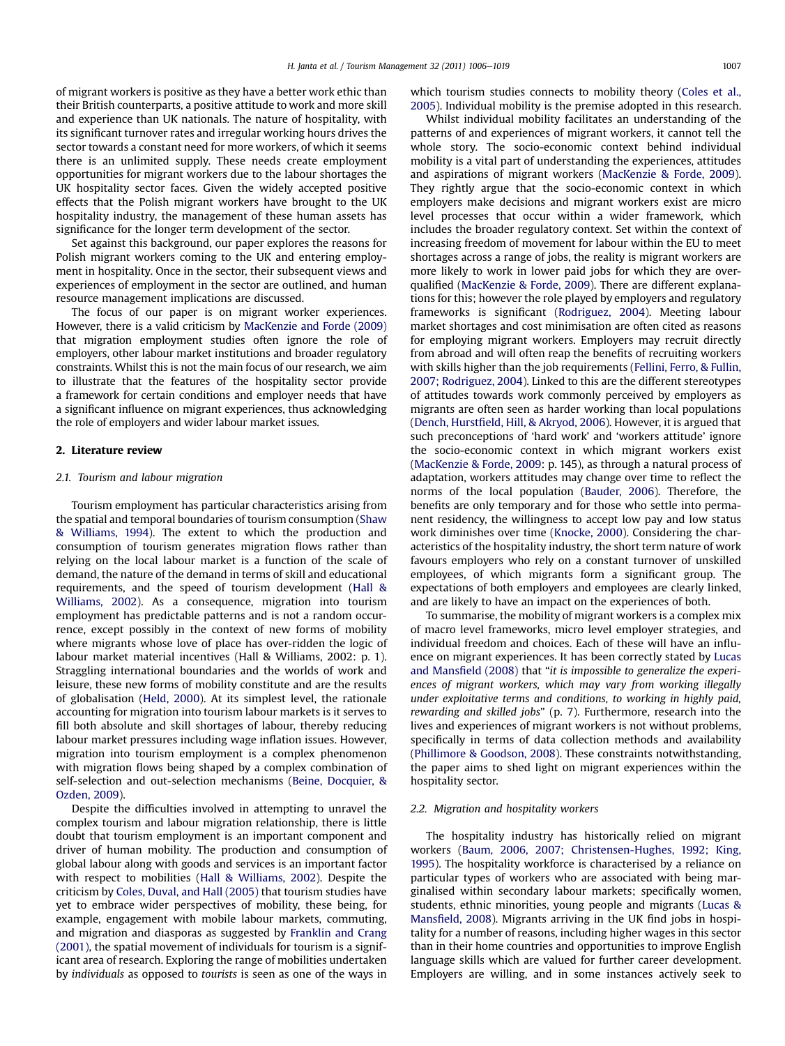of migrant workers is positive as they have a better work ethic than their British counterparts, a positive attitude to work and more skill and experience than UK nationals. The nature of hospitality, with its significant turnover rates and irregular working hours drives the sector towards a constant need for more workers, of which it seems there is an unlimited supply. These needs create employment opportunities for migrant workers due to the labour shortages the UK hospitality sector faces. Given the widely accepted positive effects that the Polish migrant workers have brought to the UK hospitality industry, the management of these human assets has significance for the longer term development of the sector.

Set against this background, our paper explores the reasons for Polish migrant workers coming to the UK and entering employment in hospitality. Once in the sector, their subsequent views and experiences of employment in the sector are outlined, and human resource management implications are discussed.

The focus of our paper is on migrant worker experiences. However, there is a valid criticism by MacKenzie and Forde (2009) that migration employment studies often ignore the role of employers, other labour market institutions and broader regulatory constraints. Whilst this is not the main focus of our research, we aim to illustrate that the features of the hospitality sector provide a framework for certain conditions and employer needs that have a significant influence on migrant experiences, thus acknowledging the role of employers and wider labour market issues.

## 2. Literature review

### 2.1. Tourism and labour migration

Tourism employment has particular characteristics arising from the spatial and temporal boundaries of tourism consumption (Shaw & Williams, 1994). The extent to which the production and consumption of tourism generates migration flows rather than relying on the local labour market is a function of the scale of demand, the nature of the demand in terms of skill and educational requirements, and the speed of tourism development (Hall & Williams, 2002). As a consequence, migration into tourism employment has predictable patterns and is not a random occurrence, except possibly in the context of new forms of mobility where migrants whose love of place has over-ridden the logic of labour market material incentives (Hall & Williams, 2002: p. 1). Straggling international boundaries and the worlds of work and leisure, these new forms of mobility constitute and are the results of globalisation (Held, 2000). At its simplest level, the rationale accounting for migration into tourism labour markets is it serves to fill both absolute and skill shortages of labour, thereby reducing labour market pressures including wage inflation issues. However, migration into tourism employment is a complex phenomenon with migration flows being shaped by a complex combination of self-selection and out-selection mechanisms (Beine, Docquier, & Ozden, 2009).

Despite the difficulties involved in attempting to unravel the complex tourism and labour migration relationship, there is little doubt that tourism employment is an important component and driver of human mobility. The production and consumption of global labour along with goods and services is an important factor with respect to mobilities (Hall & Williams, 2002). Despite the criticism by Coles, Duval, and Hall (2005) that tourism studies have yet to embrace wider perspectives of mobility, these being, for example, engagement with mobile labour markets, commuting, and migration and diasporas as suggested by Franklin and Crang (2001), the spatial movement of individuals for tourism is a significant area of research. Exploring the range of mobilities undertaken by *individuals* as opposed to *tourists* is seen as one of the ways in which tourism studies connects to mobility theory (Coles et al., 2005). Individual mobility is the premise adopted in this research.

Whilst individual mobility facilitates an understanding of the patterns of and experiences of migrant workers, it cannot tell the whole story. The socio-economic context behind individual mobility is a vital part of understanding the experiences, attitudes and aspirations of migrant workers (MacKenzie & Forde, 2009). They rightly argue that the socio-economic context in which employers make decisions and migrant workers exist are micro level processes that occur within a wider framework, which includes the broader regulatory context. Set within the context of increasing freedom of movement for labour within the EU to meet shortages across a range of jobs, the reality is migrant workers are more likely to work in lower paid jobs for which they are overqualified (MacKenzie & Forde, 2009). There are different explanations for this; however the role played by employers and regulatory frameworks is significant (Rodriguez, 2004). Meeting labour market shortages and cost minimisation are often cited as reasons for employing migrant workers. Employers may recruit directly from abroad and will often reap the benefits of recruiting workers with skills higher than the job requirements (Fellini, Ferro, & Fullin, 2007; Rodriguez, 2004). Linked to this are the different stereotypes of attitudes towards work commonly perceived by employers as migrants are often seen as harder working than local populations (Dench, Hurstfield, Hill, & Akryod, 2006). However, it is argued that such preconceptions of 'hard work' and 'workers attitude' ignore the socio-economic context in which migrant workers exist (MacKenzie & Forde, 2009: p. 145), as through a natural process of adaptation, workers attitudes may change over time to reflect the norms of the local population (Bauder, 2006). Therefore, the benefits are only temporary and for those who settle into permanent residency, the willingness to accept low pay and low status work diminishes over time (Knocke, 2000). Considering the characteristics of the hospitality industry, the short term nature of work favours employers who rely on a constant turnover of unskilled employees, of which migrants form a significant group. The expectations of both employers and employees are clearly linked, and are likely to have an impact on the experiences of both.

To summarise, the mobility of migrant workers is a complex mix of macro level frameworks, micro level employer strategies, and individual freedom and choices. Each of these will have an influence on migrant experiences. It has been correctly stated by Lucas and Mansfield (2008) that "*it is impossible to generalize the experiences of migrant workers, which may vary from working illegally under exploitative terms and conditions, to working in highly paid, rewarding and skilled jobs*" (p. 7). Furthermore, research into the lives and experiences of migrant workers is not without problems, specifically in terms of data collection methods and availability (Phillimore & Goodson, 2008). These constraints notwithstanding, the paper aims to shed light on migrant experiences within the hospitality sector.

### 2.2. Migration and hospitality workers

The hospitality industry has historically relied on migrant workers (Baum, 2006, 2007; Christensen-Hughes, 1992; King, 1995). The hospitality workforce is characterised by a reliance on particular types of workers who are associated with being marginalised within secondary labour markets; specifically women, students, ethnic minorities, young people and migrants (Lucas & Mansfield, 2008). Migrants arriving in the UK find jobs in hospitality for a number of reasons, including higher wages in this sector than in their home countries and opportunities to improve English language skills which are valued for further career development. Employers are willing, and in some instances actively seek to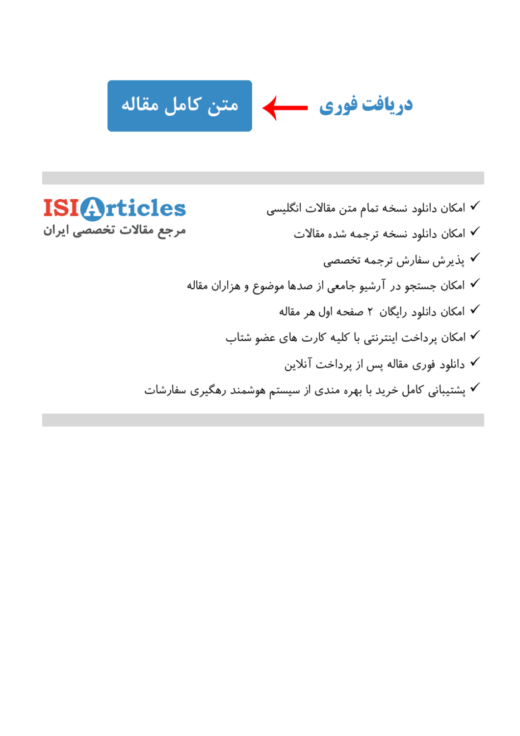دریافت فوری ← **متن کامل مقاله**

**ISIArticles**
مرجع مقالات تخصصی ایران

- ✓ امکان دانلود نسخه تمام متن مقالات انگلیسی
- ✓ امکان دانلود نسخه ترجمه شده مقالات
- ✓ پذیرش سفارش ترجمه تخصصی
- ✓ امکان جستجو در آرشیو جامعی از صدها موضوع و هزاران مقاله
- ✓ امکان دانلود رایگان ۲ صفحه اول هر مقاله
- ✓ امکان پرداخت اینترنتی با کلیه کارت های عضو شتاب
- ✓ دانلود فوری مقاله پس از پرداخت آنلاین
- ✓ پشتیبانی کامل خرید با بهره مندی از سیستم هوشمند رهگیری سفارشات